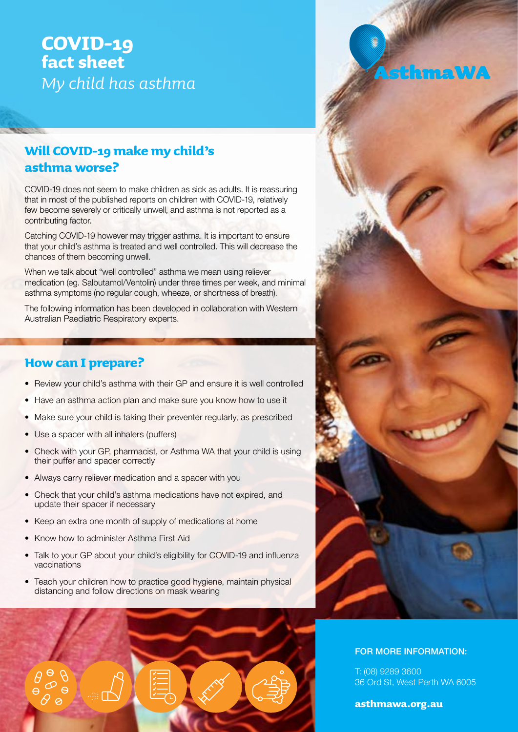# COVID-19 fact sheet

*My child has asthma*

AsthmaWA

## Will COVID-19 make my child's asthma worse?

COVID-19 does not seem to make children as sick as adults. It is reassuring that in most of the published reports on children with COVID-19, relatively few become severely or critically unwell, and asthma is not reported as a contributing factor.

Catching COVID-19 however may trigger asthma. It is important to ensure that your child's asthma is treated and well controlled. This will decrease the chances of them becoming unwell.

When we talk about "well controlled" asthma we mean using reliever medication (eg. Salbutamol/Ventolin) under three times per week, and minimal asthma symptoms (no regular cough, wheeze, or shortness of breath).

The following information has been developed in collaboration with Western Australian Paediatric Respiratory experts.

## How can I prepare?

- Review your child's asthma with their GP and ensure it is well controlled
- Have an asthma action plan and make sure you know how to use it
- Make sure your child is taking their preventer regularly, as prescribed
- Use a spacer with all inhalers (puffers)
- Check with your GP, pharmacist, or Asthma WA that your child is using their puffer and spacer correctly
- Always carry reliever medication and a spacer with you
- Check that your child's asthma medications have not expired, and update their spacer if necessary
- Keep an extra one month of supply of medications at home
- Know how to administer Asthma First Aid
- Talk to your GP about your child's eligibility for COVID-19 and influenza vaccinations
- Teach your children how to practice good hygiene, maintain physical distancing and follow directions on mask wearing

FOR MORE INFORMATION:

T: (08) 9289 3600
36 Ord St, West Perth WA 6005

**asthmawa.org.au**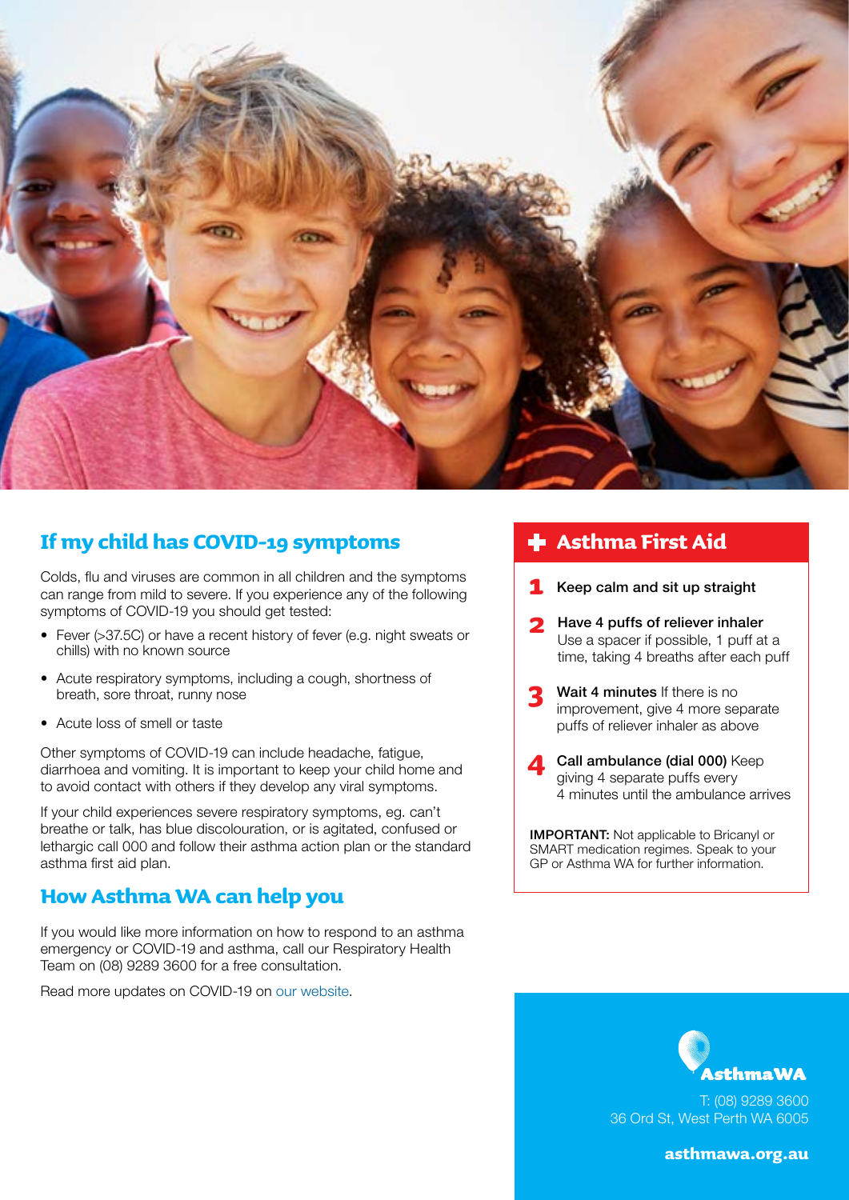## If my child has COVID-19 symptoms

Colds, flu and viruses are common in all children and the symptoms can range from mild to severe. If you experience any of the following symptoms of COVID-19 you should get tested:

- Fever (>37.5C) or have a recent history of fever (e.g. night sweats or chills) with no known source
- Acute respiratory symptoms, including a cough, shortness of breath, sore throat, runny nose
- Acute loss of smell or taste

Other symptoms of COVID-19 can include headache, fatigue, diarrhoea and vomiting. It is important to keep your child home and to avoid contact with others if they develop any viral symptoms.

If your child experiences severe respiratory symptoms, eg. can't breathe or talk, has blue discolouration, or is agitated, confused or lethargic call 000 and follow their asthma action plan or the standard asthma first aid plan.

## How Asthma WA can help you

If you would like more information on how to respond to an asthma emergency or COVID-19 and asthma, call our Respiratory Health Team on (08) 9289 3600 for a free consultation.

Read more updates on COVID-19 on our website.

## Asthma First Aid

1. **Keep calm and sit up straight**
2. **Have 4 puffs of reliever inhaler** Use a spacer if possible, 1 puff at a time, taking 4 breaths after each puff
3. **Wait 4 minutes** If there is no improvement, give 4 more separate puffs of reliever inhaler as above
4. **Call ambulance (dial 000)** Keep giving 4 separate puffs every 4 minutes until the ambulance arrives

**IMPORTANT:** Not applicable to Bricanyl or SMART medication regimes. Speak to your GP or Asthma WA for further information.

AsthmaWA

T: (08) 9289 3600
36 Ord St, West Perth WA 6005

**asthmawa.org.au**